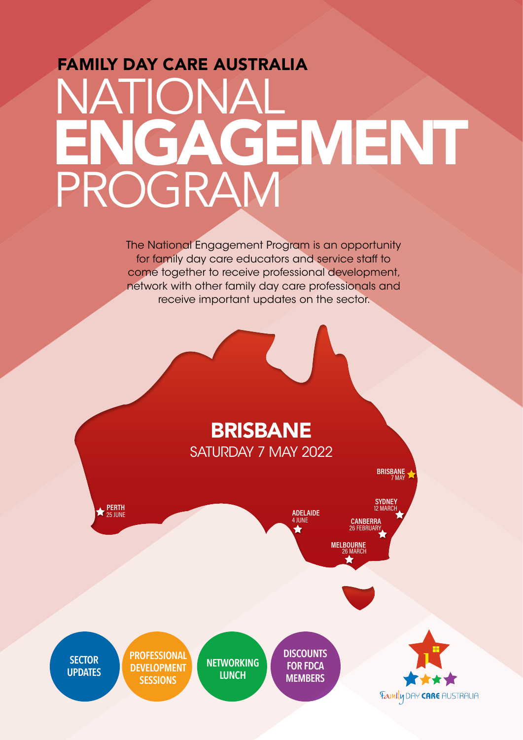# FAMILY DAY CARE AUSTRALIA

# NATIONAL **ENGAGEMENT** PROGRAM

The National Engagement Program is an opportunity for family day care educators and service staff to come together to receive professional development, network with other family day care professionals and receive important updates on the sector.

## BRISBANE

SATURDAY 7 MAY 2022

- BRISBANE 7 MAY
- SYDNEY 12 MARCH
- CANBERRA 26 FEBRUARY
- MELBOURNE 26 MARCH
- ADELAIDE 4 JUNE
- PERTH 25 JUNE

**SECTOR UPDATES**

**PROFESSIONAL DEVELOPMENT SESSIONS**

**NETWORKING LUNCH**

**DISCOUNTS FOR FDCA MEMBERS**

Family DAY CARE AUSTRALIA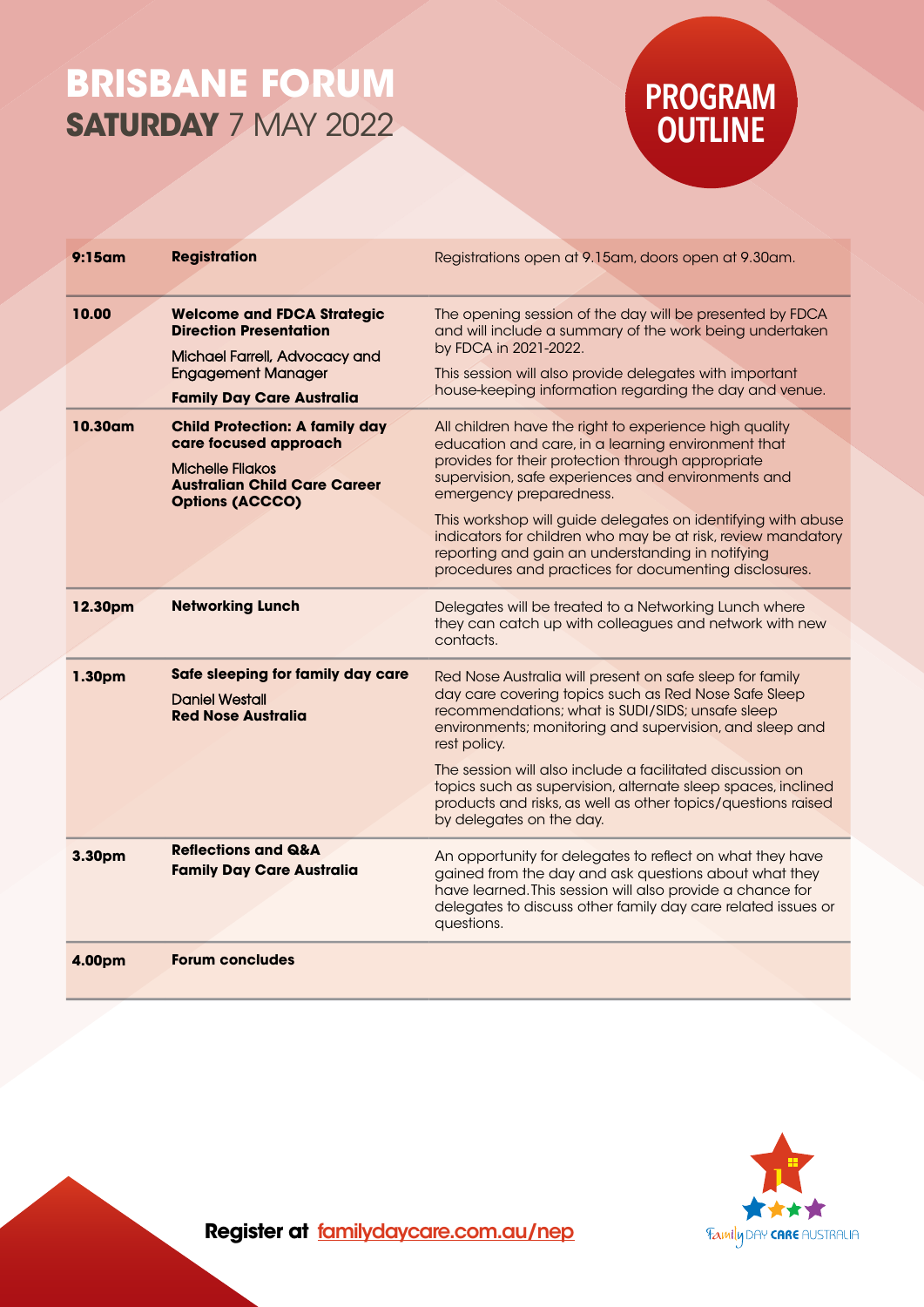# BRISBANE FORUM

## SATURDAY 7 MAY 2022

**PROGRAM OUTLINE**

| | | |
|---|---|---|
| **9:15am** | **Registration** | Registrations open at 9.15am, doors open at 9.30am. |
| **10.00** | **Welcome and FDCA Strategic Direction Presentation**<br><br>Michael Farrell, Advocacy and Engagement Manager<br>**Family Day Care Australia** | The opening session of the day will be presented by FDCA and will include a summary of the work being undertaken by FDCA in 2021-2022.<br><br>This session will also provide delegates with important house-keeping information regarding the day and venue. |
| **10.30am** | **Child Protection: A family day care focused approach**<br><br>Michelle Fliakos<br>**Australian Child Care Career Options (ACCCO)** | All children have the right to experience high quality education and care, in a learning environment that provides for their protection through appropriate supervision, safe experiences and environments and emergency preparedness.<br><br>This workshop will guide delegates on identifying with abuse indicators for children who may be at risk, review mandatory reporting and gain an understanding in notifying procedures and practices for documenting disclosures. |
| **12.30pm** | **Networking Lunch** | Delegates will be treated to a Networking Lunch where they can catch up with colleagues and network with new contacts. |
| **1.30pm** | **Safe sleeping for family day care**<br><br>Daniel Westall<br>**Red Nose Australia** | Red Nose Australia will present on safe sleep for family day care covering topics such as Red Nose Safe Sleep recommendations; what is SUDI/SIDS; unsafe sleep environments; monitoring and supervision, and sleep and rest policy.<br><br>The session will also include a facilitated discussion on topics such as supervision, alternate sleep spaces, inclined products and risks, as well as other topics/questions raised by delegates on the day. |
| **3.30pm** | **Reflections and Q&A**<br>**Family Day Care Australia** | An opportunity for delegates to reflect on what they have gained from the day and ask questions about what they have learned. This session will also provide a chance for delegates to discuss other family day care related issues or questions. |
| **4.00pm** | **Forum concludes** | |

**Register at** familydaycare.com.au/nep

Family DAY CARE AUSTRALIA